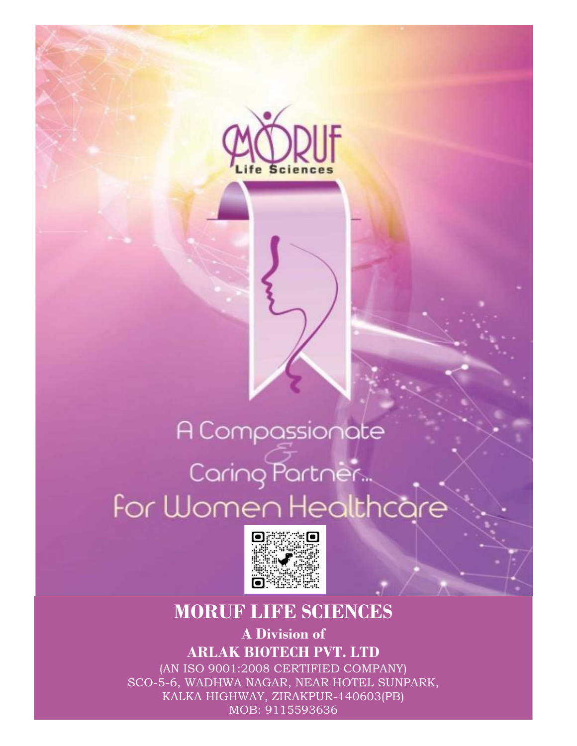MORUF
Life Sciences

A Compassionate & Caring Partner... for Women Healthcare

# MORUF LIFE SCIENCES

**A Division of**

**ARLAK BIOTECH PVT. LTD**

(AN ISO 9001:2008 CERTIFIED COMPANY)
SCO-5-6, WADHWA NAGAR, NEAR HOTEL SUNPARK,
KALKA HIGHWAY, ZIRAKPUR-140603(PB)
MOB: 9115593636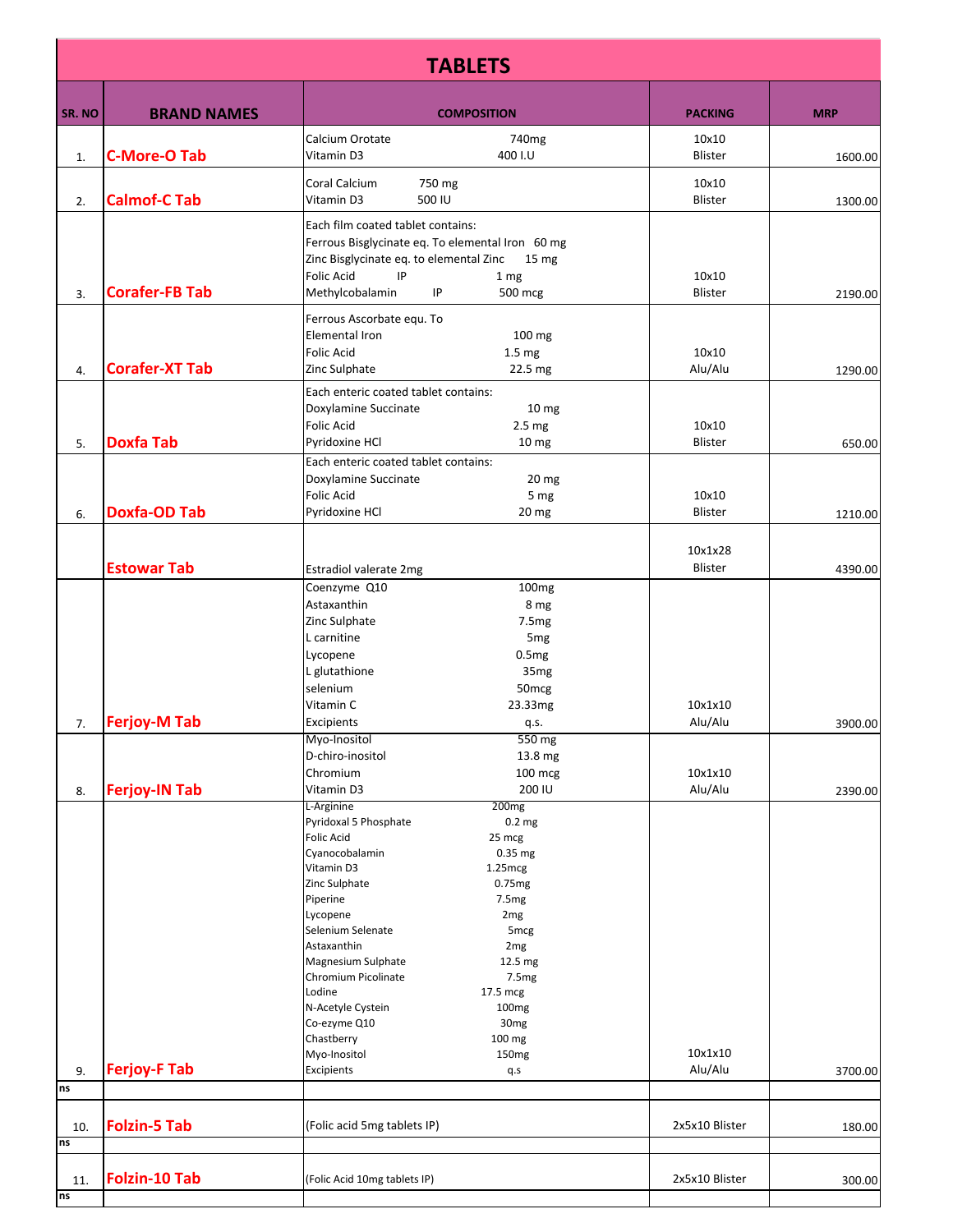# TABLETS

| SR. NO | BRAND NAMES | COMPOSITION | PACKING | MRP |
|---|---|---|---|---|
| 1. | C-More-O Tab | Calcium Orotate 740mg<br>Vitamin D3 400 I.U | 10x10<br>Blister | 1600.00 |
| 2. | Calmof-C Tab | Coral Calcium 750 mg<br>Vitamin D3 500 IU | 10x10<br>Blister | 1300.00 |
| 3. | Corafer-FB Tab | Each film coated tablet contains:<br>Ferrous Bisglycinate eq. To elemental Iron 60 mg<br>Zinc Bisglycinate eq. to elemental Zinc 15 mg<br>Folic Acid IP 1 mg<br>Methylcobalamin IP 500 mcg | 10x10<br>Blister | 2190.00 |
| 4. | Corafer-XT Tab | Ferrous Ascorbate equ. To<br>Elemental Iron 100 mg<br>Folic Acid 1.5 mg<br>Zinc Sulphate 22.5 mg | 10x10<br>Alu/Alu | 1290.00 |
| 5. | Doxfa Tab | Each enteric coated tablet contains:<br>Doxylamine Succinate 10 mg<br>Folic Acid 2.5 mg<br>Pyridoxine HCl 10 mg | 10x10<br>Blister | 650.00 |
| 6. | Doxfa-OD Tab | Each enteric coated tablet contains:<br>Doxylamine Succinate 20 mg<br>Folic Acid 5 mg<br>Pyridoxine HCl 20 mg | 10x10<br>Blister | 1210.00 |
| | Estowar Tab | Estradiol valerate 2mg | 10x1x28<br>Blister | 4390.00 |
| 7. | Ferjoy-M Tab | Coenzyme Q10 100mg<br>Astaxanthin 8 mg<br>Zinc Sulphate 7.5mg<br>L carnitine 5mg<br>Lycopene 0.5mg<br>L glutathione 35mg<br>selenium 50mcg<br>Vitamin C 23.33mg<br>Excipients q.s. | 10x1x10<br>Alu/Alu | 3900.00 |
| 8. | Ferjoy-IN Tab | Myo-Inositol 550 mg<br>D-chiro-inositol 13.8 mg<br>Chromium 100 mcg<br>Vitamin D3 200 IU | 10x1x10<br>Alu/Alu | 2390.00 |
| 9. | Ferjoy-F Tab | L-Arginine 200mg<br>Pyridoxal 5 Phosphate 0.2 mg<br>Folic Acid 25 mcg<br>Cyanocobalamin 0.35 mg<br>Vitamin D3 1.25mcg<br>Zinc Sulphate 0.75mg<br>Piperine 7.5mg<br>Lycopene 2mg<br>Selenium Selenate 5mcg<br>Astaxanthin 2mg<br>Magnesium Sulphate 12.5 mg<br>Chromium Picolinate 7.5mg<br>Lodine 17.5 mcg<br>N-Acetyle Cystein 100mg<br>Co-ezyme Q10 30mg<br>Chastberry 100 mg<br>Myo-Inositol 150mg<br>Excipients q.s | 10x1x10<br>Alu/Alu | 3700.00 |
| ns | | | | |
| 10. | Folzin-5 Tab | (Folic acid 5mg tablets IP) | 2x5x10 Blister | 180.00 |
| ns | | | | |
| 11. | Folzin-10 Tab | (Folic Acid 10mg tablets IP) | 2x5x10 Blister | 300.00 |
| ns | | | | |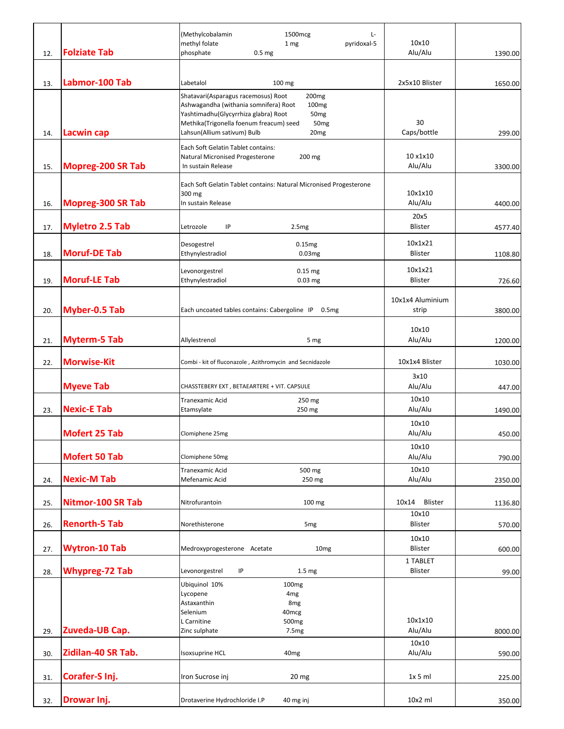| | | | | |
|---|---|---|---|---|
| 12. | **Folziate Tab** | (Methylcobalamin 1500mcg L-methyl folate 1 mg pyridoxal-5 phosphate 0.5 mg | 10x10 Alu/Alu | 1390.00 |
| 13. | **Labmor-100 Tab** | Labetalol 100 mg | 2x5x10 Blister | 1650.00 |
| 14. | **Lacwin cap** | Shatavari(Asparagus racemosus) Root 200mg<br>Ashwagandha (withania somnifera) Root 100mg<br>Yashtimadhu(Glycyrrhiza glabra) Root 50mg<br>Methika(Trigonella foenum freacum) seed 50mg<br>Lahsun(Allium sativum) Bulb 20mg | 30 Caps/bottle | 299.00 |
| 15. | **Mopreg-200 SR Tab** | Each Soft Gelatin Tablet contains:<br>Natural Micronised Progesterone 200 mg<br>In sustain Release | 10 x1x10 Alu/Alu | 3300.00 |
| 16. | **Mopreg-300 SR Tab** | Each Soft Gelatin Tablet contains: Natural Micronised Progesterone 300 mg<br>In sustain Release | 10x1x10 Alu/Alu | 4400.00 |
| 17. | **Myletro 2.5 Tab** | Letrozole IP 2.5mg | 20x5 Blister | 4577.40 |
| 18. | **Moruf-DE Tab** | Desogestrel 0.15mg<br>Ethynylestradiol 0.03mg | 10x1x21 Blister | 1108.80 |
| 19. | **Moruf-LE Tab** | Levonorgestrel 0.15 mg<br>Ethynylestradiol 0.03 mg | 10x1x21 Blister | 726.60 |
| 20. | **Myber-0.5 Tab** | Each uncoated tables contains: Cabergoline IP 0.5mg | 10x1x4 Aluminium strip | 3800.00 |
| 21. | **Myterm-5 Tab** | Allylestrenol 5 mg | 10x10 Alu/Alu | 1200.00 |
| 22. | **Morwise-Kit** | Combi - kit of fluconazole , Azithromycin and Secnidazole | 10x1x4 Blister | 1030.00 |
| | **Myeve Tab** | CHASSTEBERY EXT , BETAEARTERE + VIT. CAPSULE | 3x10 Alu/Alu | 447.00 |
| 23. | **Nexic-E Tab** | Tranexamic Acid 250 mg<br>Etamsylate 250 mg | 10x10 Alu/Alu | 1490.00 |
| | **Mofert 25 Tab** | Clomiphene 25mg | 10x10 Alu/Alu | 450.00 |
| | **Mofert 50 Tab** | Clomiphene 50mg | 10x10 Alu/Alu | 790.00 |
| 24. | **Nexic-M Tab** | Tranexamic Acid 500 mg<br>Mefenamic Acid 250 mg | 10x10 Alu/Alu | 2350.00 |
| 25. | **Nitmor-100 SR Tab** | Nitrofurantoin 100 mg | 10x14 Blister | 1136.80 |
| 26. | **Renorth-5 Tab** | Norethisterone 5mg | 10x10 Blister | 570.00 |
| 27. | **Wytron-10 Tab** | Medroxyprogesterone Acetate 10mg | 10x10 Blister | 600.00 |
| 28. | **Whypreg-72 Tab** | Levonorgestrel IP 1.5 mg | 1 TABLET Blister | 99.00 |
| 29. | **Zuveda-UB Cap.** | Ubiquinol 10% 100mg<br>Lycopene 4mg<br>Astaxanthin 8mg<br>Selenium 40mcg<br>L Carnitine 500mg<br>Zinc sulphate 7.5mg | 10x1x10 Alu/Alu | 8000.00 |
| 30. | **Zidilan-40 SR Tab.** | Isoxsuprine HCL 40mg | 10x10 Alu/Alu | 590.00 |
| 31. | **Corafer-S Inj.** | Iron Sucrose inj 20 mg | 1x 5 ml | 225.00 |
| 32. | **Drowar Inj.** | Drotaverine Hydrochloride I.P 40 mg inj | 10x2 ml | 350.00 |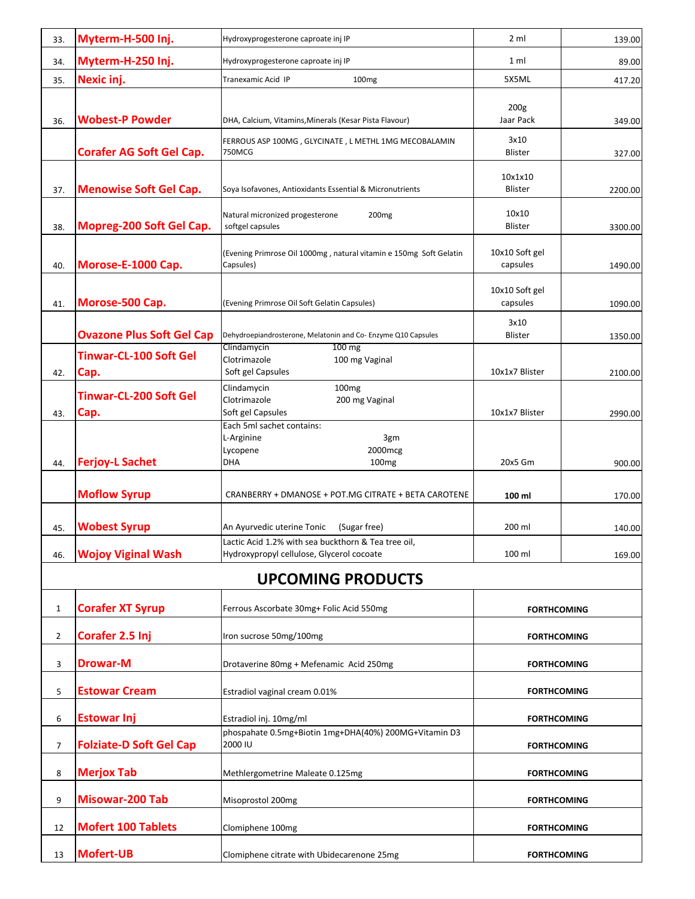| 33. | **Myterm-H-500 Inj.** | Hydroxyprogesterone caproate inj IP | 2 ml | 139.00 |
|---|---|---|---|---|
| 34. | **Myterm-H-250 Inj.** | Hydroxyprogesterone caproate inj IP | 1 ml | 89.00 |
| 35. | **Nexic inj.** | Tranexamic Acid IP 100mg | 5X5ML | 417.20 |
| 36. | **Wobest-P Powder** | DHA, Calcium, Vitamins,Minerals (Kesar Pista Flavour) | 200g Jaar Pack | 349.00 |
| | **Corafer AG Soft Gel Cap.** | FERROUS ASP 100MG , GLYCINATE , L METHL 1MG MECOBALAMIN 750MCG | 3x10 Blister | 327.00 |
| 37. | **Menowise Soft Gel Cap.** | Soya Isofavones, Antioxidants Essential & Micronutrients | 10x1x10 Blister | 2200.00 |
| 38. | **Mopreg-200 Soft Gel Cap.** | Natural micronized progesterone 200mg softgel capsules | 10x10 Blister | 3300.00 |
| 40. | **Morose-E-1000 Cap.** | (Evening Primrose Oil 1000mg , natural vitamin e 150mg Soft Gelatin Capsules) | 10x10 Soft gel capsules | 1490.00 |
| 41. | **Morose-500 Cap.** | (Evening Primrose Oil Soft Gelatin Capsules) | 10x10 Soft gel capsules | 1090.00 |
| | **Ovazone Plus Soft Gel Cap** | Dehydroepiandrosterone, Melatonin and Co- Enzyme Q10 Capsules | 3x10 Blister | 1350.00 |
| 42. | **Tinwar-CL-100 Soft Gel Cap.** | Clindamycin 100 mg<br>Clotrimazole 100 mg Vaginal<br>Soft gel Capsules | 10x1x7 Blister | 2100.00 |
| 43. | **Tinwar-CL-200 Soft Gel Cap.** | Clindamycin 100mg<br>Clotrimazole 200 mg Vaginal<br>Soft gel Capsules | 10x1x7 Blister | 2990.00 |
| 44. | **Ferjoy-L Sachet** | Each 5ml sachet contains:<br>L-Arginine 3gm<br>Lycopene 2000mcg<br>DHA 100mg | 20x5 Gm | 900.00 |
| | **Moflow Syrup** | CRANBERRY + DMANOSE + POT.MG CITRATE + BETA CAROTENE | **100 ml** | 170.00 |
| 45. | **Wobest Syrup** | An Ayurvedic uterine Tonic (Sugar free) | 200 ml | 140.00 |
| 46. | **Wojoy Viginal Wash** | Lactic Acid 1.2% with sea buckthorn & Tea tree oil, Hydroxypropyl cellulose, Glycerol cocoate | 100 ml | 169.00 |

## UPCOMING PRODUCTS

| | | | |
|---|---|---|---|
| 1 | **Corafer XT Syrup** | Ferrous Ascorbate 30mg+ Folic Acid 550mg | **FORTHCOMING** |
| 2 | **Corafer 2.5 Inj** | Iron sucrose 50mg/100mg | **FORTHCOMING** |
| 3 | **Drowar-M** | Drotaverine 80mg + Mefenamic Acid 250mg | **FORTHCOMING** |
| 5 | **Estowar Cream** | Estradiol vaginal cream 0.01% | **FORTHCOMING** |
| 6 | **Estowar Inj** | Estradiol inj. 10mg/ml | **FORTHCOMING** |
| 7 | **Folziate-D Soft Gel Cap** | phospahate 0.5mg+Biotin 1mg+DHA(40%) 200MG+Vitamin D3 2000 IU | **FORTHCOMING** |
| 8 | **Merjox Tab** | Methlergometrine Maleate 0.125mg | **FORTHCOMING** |
| 9 | **Misowar-200 Tab** | Misoprostol 200mg | **FORTHCOMING** |
| 12 | **Mofert 100 Tablets** | Clomiphene 100mg | **FORTHCOMING** |
| 13 | **Mofert-UB** | Clomiphene citrate with Ubidecarenone 25mg | **FORTHCOMING** |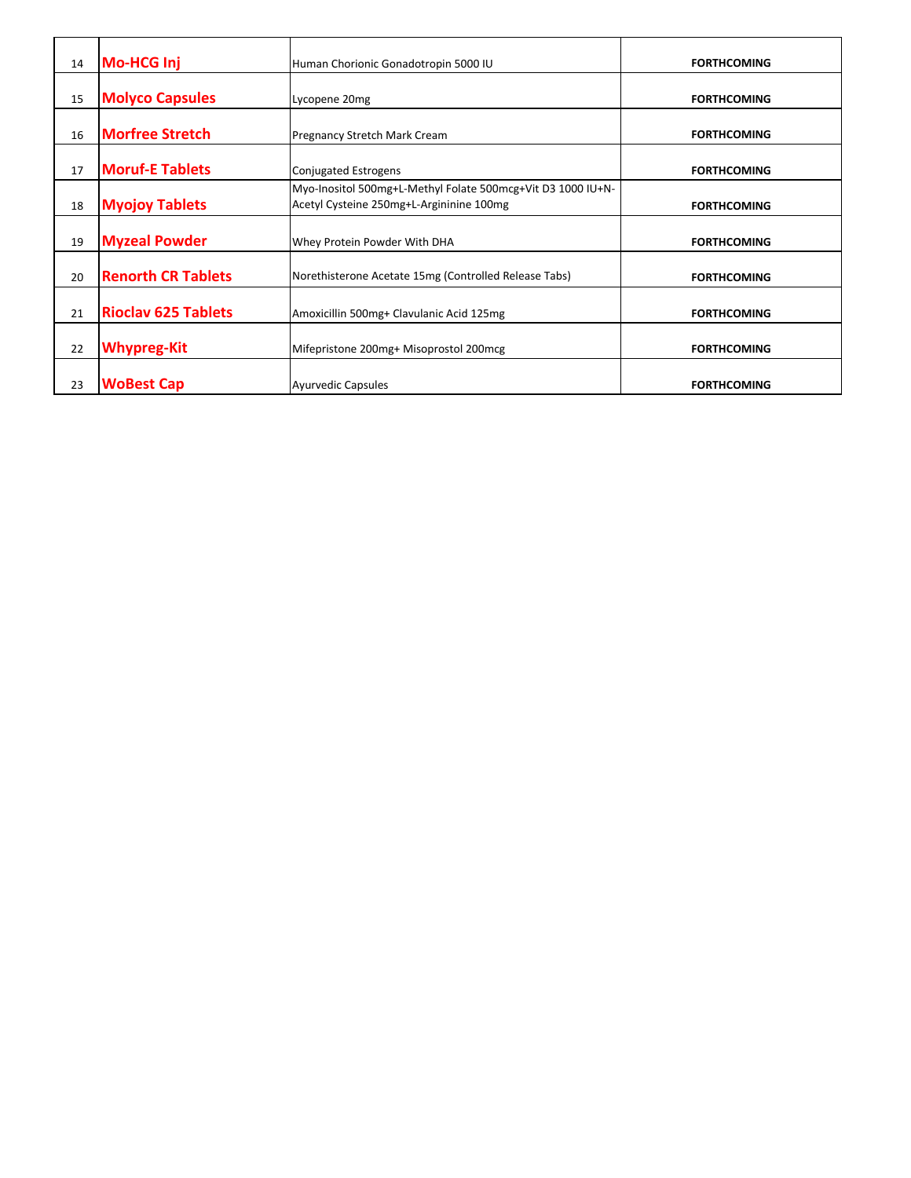| | | | |
|---|---|---|---|
| 14 | **Mo-HCG Inj** | Human Chorionic Gonadotropin 5000 IU | **FORTHCOMING** |
| 15 | **Molyco Capsules** | Lycopene 20mg | **FORTHCOMING** |
| 16 | **Morfree Stretch** | Pregnancy Stretch Mark Cream | **FORTHCOMING** |
| 17 | **Moruf-E Tablets** | Conjugated Estrogens | **FORTHCOMING** |
| 18 | **Myojoy Tablets** | Myo-Inositol 500mg+L-Methyl Folate 500mcg+Vit D3 1000 IU+N-Acetyl Cysteine 250mg+L-Argininine 100mg | **FORTHCOMING** |
| 19 | **Myzeal Powder** | Whey Protein Powder With DHA | **FORTHCOMING** |
| 20 | **Renorth CR Tablets** | Norethisterone Acetate 15mg (Controlled Release Tabs) | **FORTHCOMING** |
| 21 | **Rioclav 625 Tablets** | Amoxicillin 500mg+ Clavulanic Acid 125mg | **FORTHCOMING** |
| 22 | **Whypreg-Kit** | Mifepristone 200mg+ Misoprostol 200mcg | **FORTHCOMING** |
| 23 | **WoBest Cap** | Ayurvedic Capsules | **FORTHCOMING** |